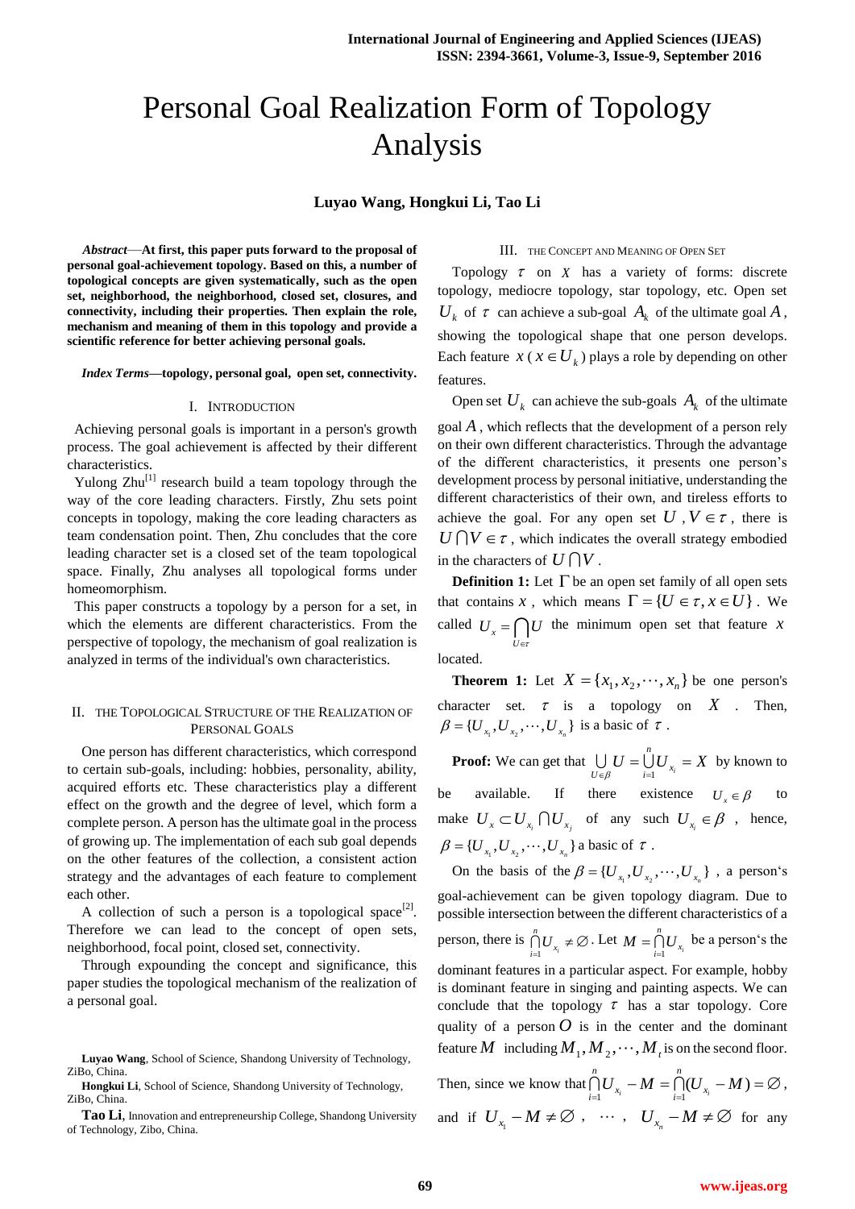# Personal Goal Realization Form of Topology Analysis

**Luyao Wang, Hongkui Li, Tao Li**

***Abstract*—At first, this paper puts forward to the proposal of personal goal-achievement topology. Based on this, a number of topological concepts are given systematically, such as the open set, neighborhood, the neighborhood, closed set, closures, and connectivity, including their properties. Then explain the role, mechanism and meaning of them in this topology and provide a scientific reference for better achieving personal goals.**

***Index Terms*—topology, personal goal, open set, connectivity.**

## I. Introduction

Achieving personal goals is important in a person's growth process. The goal achievement is affected by their different characteristics.

Yulong Zhu[1] research build a team topology through the way of the core leading characters. Firstly, Zhu sets point concepts in topology, making the core leading characters as team condensation point. Then, Zhu concludes that the core leading character set is a closed set of the team topological space. Finally, Zhu analyses all topological forms under homeomorphism.

This paper constructs a topology by a person for a set, in which the elements are different characteristics. From the perspective of topology, the mechanism of goal realization is analyzed in terms of the individual's own characteristics.

## II. The Topological Structure of the Realization of Personal Goals

One person has different characteristics, which correspond to certain sub-goals, including: hobbies, personality, ability, acquired efforts etc. These characteristics play a different effect on the growth and the degree of level, which form a complete person. A person has the ultimate goal in the process of growing up. The implementation of each sub goal depends on the other features of the collection, a consistent action strategy and the advantages of each feature to complement each other.

A collection of such a person is a topological space[2]. Therefore we can lead to the concept of open sets, neighborhood, focal point, closed set, connectivity.

Through expounding the concept and significance, this paper studies the topological mechanism of the realization of a personal goal.

**Luyao Wang**, School of Science, Shandong University of Technology, ZiBo, China.

**Hongkui Li**, School of Science, Shandong University of Technology, ZiBo, China.

**Tao Li**, Innovation and entrepreneurship College, Shandong University of Technology, Zibo, China.

## III. The Concept and Meaning of Open Set

Topology $\tau$ on $X$ has a variety of forms: discrete topology, mediocre topology, star topology, etc. Open set $U_k$ of $\tau$ can achieve a sub-goal $A_k$ of the ultimate goal $A$, showing the topological shape that one person develops. Each feature $x$ ($x \in U_k$) plays a role by depending on other features.

Open set $U_k$ can achieve the sub-goals $A_k$ of the ultimate goal $A$, which reflects that the development of a person rely on their own different characteristics. Through the advantage of the different characteristics, it presents one person's development process by personal initiative, understanding the different characteristics of their own, and tireless efforts to achieve the goal. For any open set $U, V \in \tau$, there is $U \bigcap V \in \tau$, which indicates the overall strategy embodied in the characters of $U \bigcap V$.

**Definition 1:** Let $\Gamma$ be an open set family of all open sets that contains $x$, which means $\Gamma = \{U \in \tau, x \in U\}$. We called $U_x = \bigcap_{U \in \tau} U$ the minimum open set that feature $x$ located.

**Theorem 1:** Let $X = \{x_1, x_2, \cdots, x_n\}$ be one person's character set. $\tau$ is a topology on $X$. Then, $\beta = \{U_{x_1}, U_{x_2}, \cdots, U_{x_n}\}$ is a basic of $\tau$.

**Proof:** We can get that $\bigcup_{U \in \beta} U = \bigcup_{i=1}^{n} U_{x_i} = X$ by known to be available. If there existence $U_x \in \beta$ to make $U_x \subset U_{x_i} \bigcap U_{x_j}$ of any such $U_{x_i} \in \beta$, hence, $\beta = \{U_{x_1}, U_{x_2}, \cdots, U_{x_n}\}$ a basic of $\tau$.

On the basis of the $\beta = \{U_{x_1}, U_{x_2}, \cdots, U_{x_n}\}$, a person's goal-achievement can be given topology diagram. Due to possible intersection between the different characteristics of a person, there is $\bigcap_{i=1}^{n} U_{x_i} \neq \varnothing$. Let $M = \bigcap_{i=1}^{n} U_{x_i}$ be a person's the dominant features in a particular aspect. For example, hobby is dominant feature in singing and painting aspects. We can conclude that the topology $\tau$ has a star topology. Core quality of a person $O$ is in the center and the dominant feature $M$ including $M_1, M_2, \cdots, M_t$ is on the second floor. Then, since we know that $\bigcap_{i=1}^{n} U_{x_i} - M = \bigcap_{i=1}^{n} (U_{x_i} - M) = \varnothing$, and if $U_{x_1} - M \neq \varnothing$, $\cdots$, $U_{x_n} - M \neq \varnothing$ for any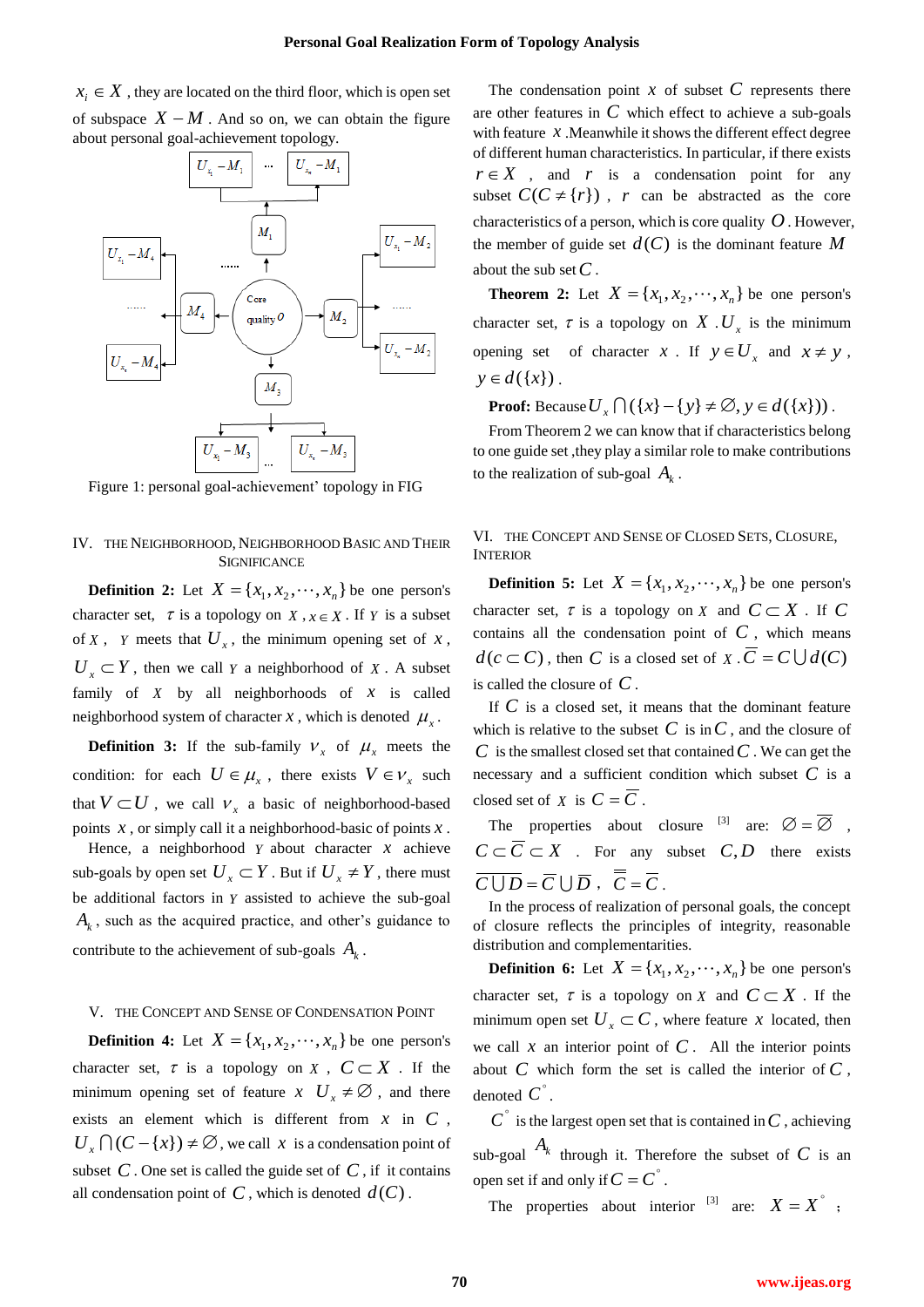$x_i \in X$, they are located on the third floor, which is open set of subspace $X - M$. And so on, we can obtain the figure about personal goal-achievement topology.

Figure 1: personal goal-achievement' topology in FIG

## IV. THE NEIGHBORHOOD, NEIGHBORHOOD BASIC AND THEIR SIGNIFICANCE

**Definition 2:** Let $X = \{x_1, x_2, \cdots, x_n\}$ be one person's character set, $\tau$ is a topology on $X$, $x \in X$. If $Y$ is a subset of $X$, $Y$ meets that $U_x$, the minimum opening set of $x$, $U_x \subset Y$, then we call $Y$ a neighborhood of $X$. A subset family of $X$ by all neighborhoods of $x$ is called neighborhood system of character $x$, which is denoted $\mu_x$.

**Definition 3:** If the sub-family $v_x$ of $\mu_x$ meets the condition: for each $U \in \mu_x$, there exists $V \in v_x$ such that $V \subset U$, we call $v_x$ a basic of neighborhood-based points $x$, or simply call it a neighborhood-basic of points $x$.

Hence, a neighborhood $Y$ about character $x$ achieve sub-goals by open set $U_x \subset Y$. But if $U_x \neq Y$, there must be additional factors in $Y$ assisted to achieve the sub-goal $A_k$, such as the acquired practice, and other's guidance to contribute to the achievement of sub-goals $A_k$.

## V. THE CONCEPT AND SENSE OF CONDENSATION POINT

**Definition 4:** Let $X = \{x_1, x_2, \cdots, x_n\}$ be one person's character set, $\tau$ is a topology on $X$, $C \subset X$. If the minimum opening set of feature $x$ $U_x \neq \varnothing$, and there exists an element which is different from $x$ in $C$, $U_x \bigcap (C - \{x\}) \neq \varnothing$, we call $x$ is a condensation point of subset $C$. One set is called the guide set of $C$, if it contains all condensation point of $C$, which is denoted $d(C)$.

The condensation point $x$ of subset $C$ represents there are other features in $C$ which effect to achieve a sub-goals with feature $x$. Meanwhile it shows the different effect degree of different human characteristics. In particular, if there exists $r \in X$, and $r$ is a condensation point for any subset $C(C \neq \{r\})$, $r$ can be abstracted as the core characteristics of a person, which is core quality $O$. However, the member of guide set $d(C)$ is the dominant feature $M$ about the sub set $C$.

**Theorem 2:** Let $X = \{x_1, x_2, \cdots, x_n\}$ be one person's character set, $\tau$ is a topology on $X$. $U_x$ is the minimum opening set of character $x$. If $y \in U_x$ and $x \neq y$, $y \in d(\{x\})$.

**Proof:** Because $U_x \bigcap (\{x\} - \{y\} \neq \varnothing, y \in d(\{x\}))$.

From Theorem 2 we can know that if characteristics belong to one guide set ,they play a similar role to make contributions to the realization of sub-goal $A_k$.

## VI. THE CONCEPT AND SENSE OF CLOSED SETS, CLOSURE, INTERIOR

**Definition 5:** Let $X = \{x_1, x_2, \cdots, x_n\}$ be one person's character set, $\tau$ is a topology on $X$ and $C \subset X$. If $C$ contains all the condensation point of $C$, which means $d(c \subset C)$, then $C$ is a closed set of $X$. $\overline{C} = C \bigcup d(C)$ is called the closure of $C$.

If $C$ is a closed set, it means that the dominant feature which is relative to the subset $C$ is in $C$, and the closure of $C$ is the smallest closed set that contained $C$. We can get the necessary and a sufficient condition which subset $C$ is a closed set of $X$ is $C = \overline{C}$.

The properties about closure [3] are: $\varnothing = \overline{\varnothing}$, $C \subset \overline{C} \subset X$. For any subset $C, D$ there exists $\overline{C \bigcup D} = \overline{C} \bigcup \overline{D}$, $\overline{\overline{C}} = \overline{C}$.

In the process of realization of personal goals, the concept of closure reflects the principles of integrity, reasonable distribution and complementarities.

**Definition 6:** Let $X = \{x_1, x_2, \cdots, x_n\}$ be one person's character set, $\tau$ is a topology on $X$ and $C \subset X$. If the minimum open set $U_x \subset C$, where feature $x$ located, then we call $x$ an interior point of $C$. All the interior points about $C$ which form the set is called the interior of $C$, denoted $C^{\circ}$.

$C^{\circ}$ is the largest open set that is contained in $C$, achieving sub-goal $A_k$ through it. Therefore the subset of $C$ is an open set if and only if $C = C^{\circ}$.

The properties about interior [3] are: $X = X^{\circ}$;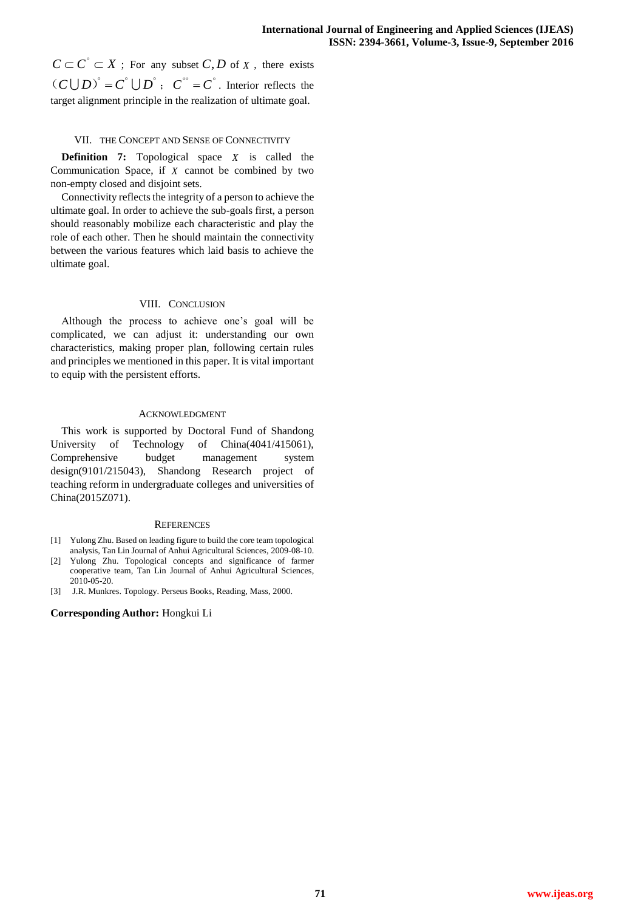$C \subset C^{\circ} \subset X$ ; For any subset $C, D$ of $X$ , there exists $(C \bigcup D)^{\circ} = C^{\circ} \bigcup D^{\circ}$ ; $C^{\circ\circ} = C^{\circ}$ . Interior reflects the target alignment principle in the realization of ultimate goal.

## VII. THE CONCEPT AND SENSE OF CONNECTIVITY

**Definition 7:** Topological space $X$ is called the Communication Space, if $X$ cannot be combined by two non-empty closed and disjoint sets.

Connectivity reflects the integrity of a person to achieve the ultimate goal. In order to achieve the sub-goals first, a person should reasonably mobilize each characteristic and play the role of each other. Then he should maintain the connectivity between the various features which laid basis to achieve the ultimate goal.

## VIII. CONCLUSION

Although the process to achieve one's goal will be complicated, we can adjust it: understanding our own characteristics, making proper plan, following certain rules and principles we mentioned in this paper. It is vital important to equip with the persistent efforts.

## ACKNOWLEDGMENT

This work is supported by Doctoral Fund of Shandong University of Technology of China(4041/415061), Comprehensive budget management system design(9101/215043), Shandong Research project of teaching reform in undergraduate colleges and universities of China(2015Z071).

## REFERENCES

[1] Yulong Zhu. Based on leading figure to build the core team topological analysis, Tan Lin Journal of Anhui Agricultural Sciences, 2009-08-10.

[2] Yulong Zhu. Topological concepts and significance of farmer cooperative team, Tan Lin Journal of Anhui Agricultural Sciences, 2010-05-20.

[3] J.R. Munkres. Topology. Perseus Books, Reading, Mass, 2000.

**Corresponding Author:** Hongkui Li